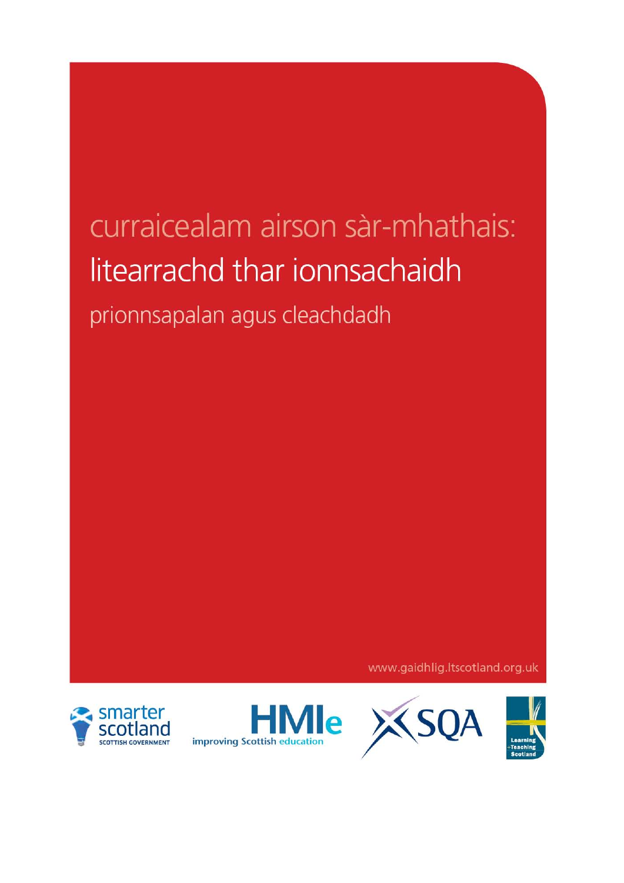# curraicealam airson sàr-mhathais:

# litearrachd thar ionnsachaidh

## prionnsapalan agus cleachdadh

www.gaidhlig.ltscotland.org.uk

smarter scotland
SCOTTISH GOVERNMENT

HMIe
improving Scottish education

SQA

Learning +Teaching Scotland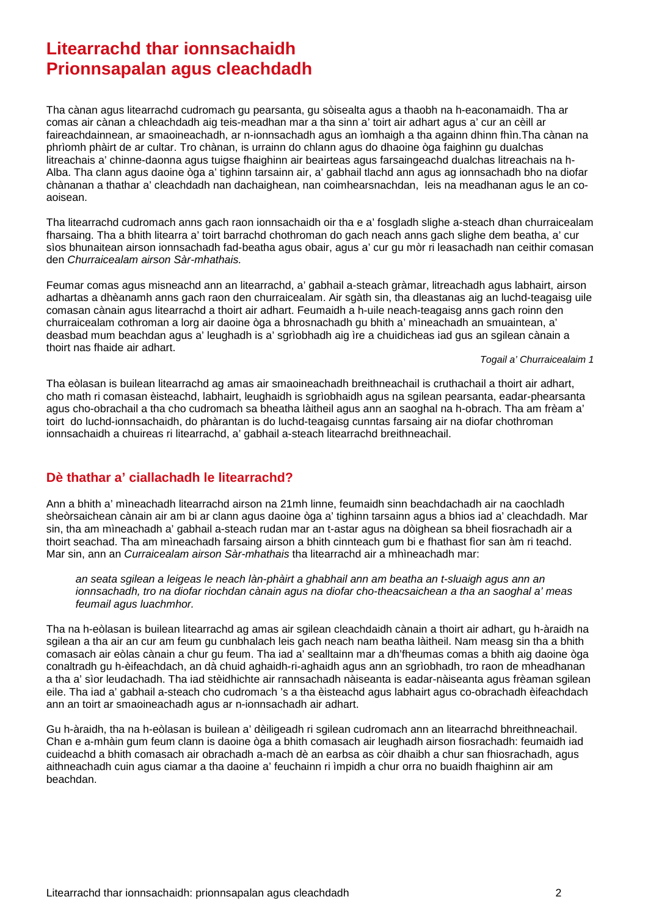# Litearrachd thar ionnsachaidh
# Prionnsapalan agus cleachdadh

Tha cànan agus litearrachd cudromach gu pearsanta, gu sòisealta agus a thaobh na h-eaconamaidh. Tha ar comas air cànan a chleachdadh aig teis-meadhan mar a tha sinn a' toirt air adhart agus a' cur an cèill ar faireachdainnean, ar smaoineachadh, ar n-ionnsachadh agus an ìomhaigh a tha againn dhinn fhìn.Tha cànan na phrìomh phàirt de ar cultar. Tro chànan, is urrainn do chlann agus do dhaoine òga faighinn gu dualchas litreachais a' chinne-daonna agus tuigse fhaighinn air beairteas agus farsaingeachd dualchas litreachais na h-Alba. Tha clann agus daoine òga a' tighinn tarsainn air, a' gabhail tlachd ann agus ag ionnsachadh bho na diofar chànanan a thathar a' cleachdadh nan dachaighean, nan coimhearsnachdan, leis na meadhanan agus le an co-aoisean.

Tha litearrachd cudromach anns gach raon ionnsachaidh oir tha e a' fosgladh slighe a-steach dhan churraicealam fharsaing. Tha a bhith litearra a' toirt barrachd chothroman do gach neach anns gach slighe dem beatha, a' cur sìos bhunaitean airson ionnsachadh fad-beatha agus obair, agus a' cur gu mòr ri leasachadh nan ceithir comasan den *Churraicealam airson Sàr-mhathais.*

Feumar comas agus misneachd ann an litearrachd, a' gabhail a-steach gràmar, litreachadh agus labhairt, airson adhartas a dhèanamh anns gach raon den churraicealam. Air sgàth sin, tha dleastanas aig an luchd-teagaisg uile comasan cànain agus litearrachd a thoirt air adhart. Feumaidh a h-uile neach-teagaisg anns gach roinn den churraicealam cothroman a lorg air daoine òga a bhrosnachadh gu bhith a' mìneachadh an smuaintean, a' deasbad mum beachdan agus a' leughadh is a' sgrìobhadh aig ìre a chuidicheas iad gus an sgilean cànain a thoirt nas fhaide air adhart.

*Togail a' Churraicealaim 1*

Tha eòlasan is builean litearrachd ag amas air smaoineachadh breithneachail is cruthachail a thoirt air adhart, cho math ri comasan èisteachd, labhairt, leughaidh is sgrìobhaidh agus na sgilean pearsanta, eadar-phearsanta agus cho-obrachail a tha cho cudromach sa bheatha làitheil agus ann an saoghal na h-obrach. Tha am frèam a' toirt do luchd-ionnsachaidh, do phàrantan is do luchd-teagaisg cunntas farsaing air na diofar chothroman ionnsachaidh a chuireas ri litearrachd, a' gabhail a-steach litearrachd breithneachail.

## Dè thathar a' ciallachadh le litearrachd?

Ann a bhith a' mìneachadh litearrachd airson na 21mh linne, feumaidh sinn beachdachadh air na caochladh sheòrsaichean cànain air am bi ar clann agus daoine òga a' tighinn tarsainn agus a bhios iad a' cleachdadh. Mar sin, tha am mìneachadh a' gabhail a-steach rudan mar an t-astar agus na dòighean sa bheil fiosrachadh air a thoirt seachad. Tha am mìneachadh farsaing airson a bhith cinnteach gum bi e fhathast fìor san àm ri teachd. Mar sin, ann an *Curraicealam airson Sàr-mhathais* tha litearrachd air a mhìneachadh mar:

> *an seata sgilean a leigeas le neach làn-phàirt a ghabhail ann am beatha an t-sluaigh agus ann an ionnsachadh, tro na diofar riochdan cànain agus na diofar cho-theacsaichean a tha an saoghal a' meas feumail agus luachmhor.*

Tha na h-eòlasan is builean litearrachd ag amas air sgilean cleachdaidh cànain a thoirt air adhart, gu h-àraidh na sgilean a tha air an cur am feum gu cunbhalach leis gach neach nam beatha làitheil. Nam measg sin tha a bhith comasach air eòlas cànain a chur gu feum. Tha iad a' sealltainn mar a dh'fheumas comas a bhith aig daoine òga conaltradh gu h-èifeachdach, an dà chuid aghaidh-ri-aghaidh agus ann an sgrìobhadh, tro raon de mheadhanan a tha a' sìor leudachadh. Tha iad stèidhichte air rannsachadh nàiseanta is eadar-nàiseanta agus frèaman sgilean eile. Tha iad a' gabhail a-steach cho cudromach 's a tha èisteachd agus labhairt agus co-obrachadh èifeachdach ann an toirt ar smaoineachadh agus ar n-ionnsachadh air adhart.

Gu h-àraidh, tha na h-eòlasan is builean a' dèiligeadh ri sgilean cudromach ann an litearrachd bhreithneachail. Chan e a-mhàin gum feum clann is daoine òga a bhith comasach air leughadh airson fiosrachadh: feumaidh iad cuideachd a bhith comasach air obrachadh a-mach dè an earbsa as còir dhaibh a chur san fhiosrachadh, agus aithneachadh cuin agus ciamar a tha daoine a' feuchainn ri ìmpidh a chur orra no buaidh fhaighinn air am beachdan.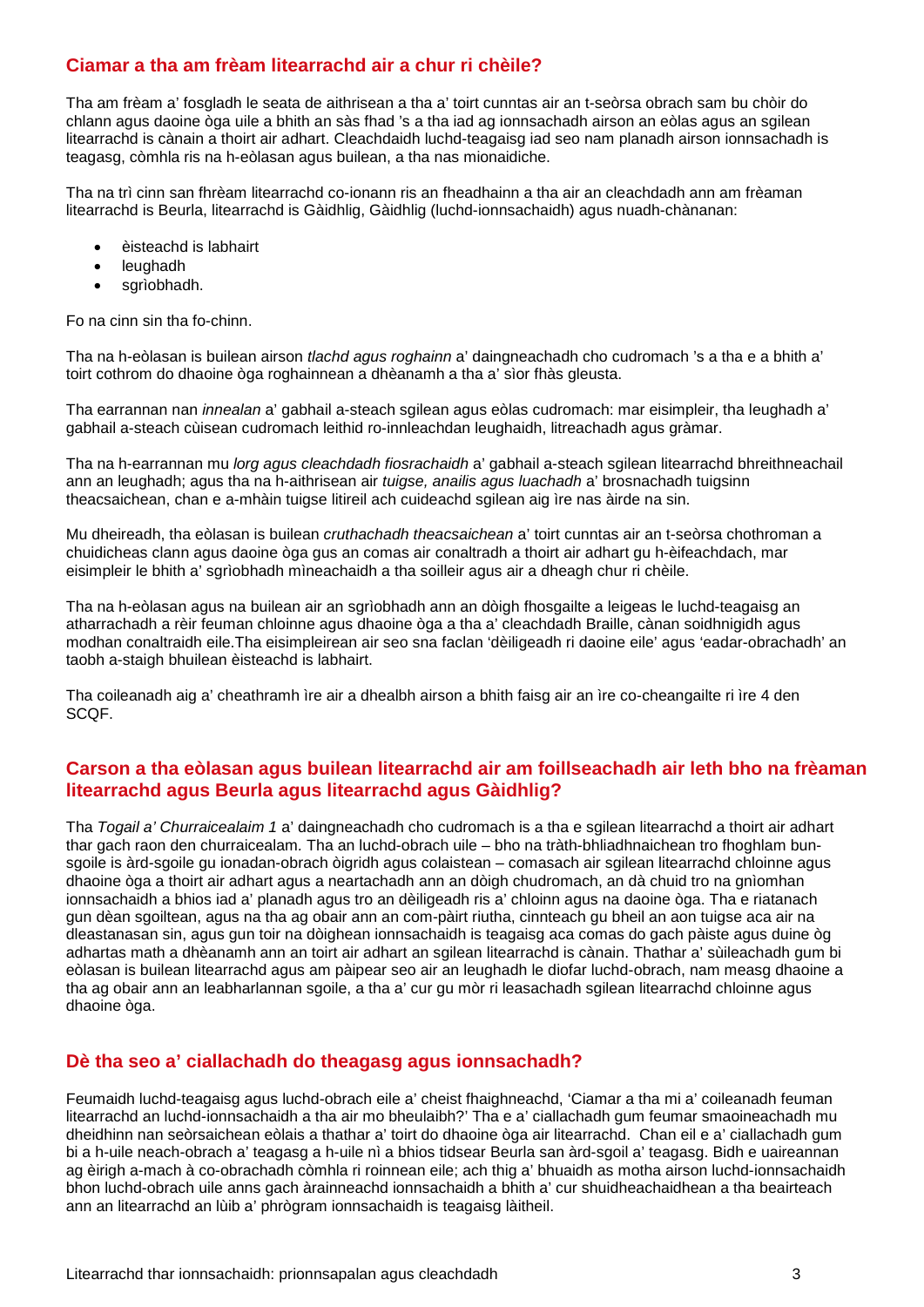## Ciamar a tha am frèam litearrachd air a chur ri chèile?

Tha am frèam a' fosgladh le seata de aithrisean a tha a' toirt cunntas air an t-seòrsa obrach sam bu chòir do chlann agus daoine òga uile a bhith an sàs fhad 's a tha iad ag ionnsachadh airson an eòlas agus an sgilean litearrachd is cànain a thoirt air adhart. Cleachdaidh luchd-teagaisg iad seo nam planadh airson ionnsachadh is teagasg, còmhla ris na h-eòlasan agus builean, a tha nas mionaidiche.

Tha na trì cinn san fhrèam litearrachd co-ionann ris an fheadhainn a tha air an cleachdadh ann am frèaman litearrachd is Beurla, litearrachd is Gàidhlig, Gàidhlig (luchd-ionnsachaidh) agus nuadh-chànanan:

- èisteachd is labhairt
- leughadh
- sgrìobhadh.

Fo na cinn sin tha fo-chinn.

Tha na h-eòlasan is builean airson *tlachd agus roghainn* a' daingneachadh cho cudromach 's a tha e a bhith a' toirt cothrom do dhaoine òga roghainnean a dhèanamh a tha a' sìor fhàs gleusta.

Tha earrannan nan *innealan* a' gabhail a-steach sgilean agus eòlas cudromach: mar eisimpleir, tha leughadh a' gabhail a-steach cùisean cudromach leithid ro-innleachdan leughaidh, litreachadh agus gràmar.

Tha na h-earrannan mu *lorg agus cleachdadh fiosrachaidh* a' gabhail a-steach sgilean litearrachd bhreithneachail ann an leughadh; agus tha na h-aithrisean air *tuigse, anailis agus luachadh* a' brosnachadh tuigsinn theacsaichean, chan e a-mhàin tuigse litireil ach cuideachd sgilean aig ìre nas àirde na sin.

Mu dheireadh, tha eòlasan is builean *cruthachadh theacsaichean* a' toirt cunntas air an t-seòrsa chothroman a chuidicheas clann agus daoine òga gus an comas air conaltradh a thoirt air adhart gu h-èifeachdach, mar eisimpleir le bhith a' sgrìobhadh mìneachaidh a tha soilleir agus air a dheagh chur ri chèile.

Tha na h-eòlasan agus na builean air an sgrìobhadh ann an dòigh fhosgailte a leigeas le luchd-teagaisg an atharrachadh a rèir feuman chloinne agus dhaoine òga a tha a' cleachdadh Braille, cànan soidhnigidh agus modhan conaltraidh eile.Tha eisimpleirean air seo sna faclan 'dèiligeadh ri daoine eile' agus 'eadar-obrachadh' an taobh a-staigh bhuilean èisteachd is labhairt.

Tha coileanadh aig a' cheathramh ìre air a dhealbh airson a bhith faisg air an ìre co-cheangailte ri ìre 4 den SCQF.

## Carson a tha eòlasan agus builean litearrachd air am foillseachadh air leth bho na frèaman litearrachd agus Beurla agus litearrachd agus Gàidhlig?

Tha *Togail a' Churraicealaim 1* a' daingneachadh cho cudromach is a tha e sgilean litearrachd a thoirt air adhart thar gach raon den churraicealam. Tha an luchd-obrach uile – bho na tràth-bhliadhnaichean tro fhoghlam bun-sgoile is àrd-sgoile gu ionadan-obrach òigridh agus colaistean – comasach air sgilean litearrachd chloinne agus dhaoine òga a thoirt air adhart agus a neartachadh ann an dòigh chudromach, an dà chuid tro na gnìomhan ionnsachaidh a bhios iad a' planadh agus tro an dèiligeadh ris a' chloinn agus na daoine òga. Tha e riatanach gun dèan sgoiltean, agus na tha ag obair ann an com-pàirt riutha, cinnteach gu bheil an aon tuigse aca air na dleastanasan sin, agus gun toir na dòighean ionnsachaidh is teagaisg aca comas do gach pàiste agus duine òg adhartas math a dhèanamh ann an toirt air adhart an sgilean litearrachd is cànain. Thathar a' sùileachadh gum bi eòlasan is builean litearrachd agus am pàipear seo air an leughadh le diofar luchd-obrach, nam measg dhaoine a tha ag obair ann an leabharlannan sgoile, a tha a' cur gu mòr ri leasachadh sgilean litearrachd chloinne agus dhaoine òga.

## Dè tha seo a' ciallachadh do theagasg agus ionnsachadh?

Feumaidh luchd-teagaisg agus luchd-obrach eile a' cheist fhaighneachd, 'Ciamar a tha mi a' coileanadh feuman litearrachd an luchd-ionnsachaidh a tha air mo bheulaibh?' Tha e a' ciallachadh gum feumar smaoineachadh mu dheidhinn nan seòrsaichean eòlais a thathar a' toirt do dhaoine òga air litearrachd. Chan eil e a' ciallachadh gum bi a h-uile neach-obrach a' teagasg a h-uile nì a bhios tidsear Beurla san àrd-sgoil a' teagasg. Bidh e uaireannan ag èirigh a-mach à co-obrachadh còmhla ri roinnean eile; ach thig a' bhuaidh as motha airson luchd-ionnsachaidh bhon luchd-obrach uile anns gach àrainneachd ionnsachaidh a bhith a' cur shuidheachaidhean a tha beairteach ann an litearrachd an lùib a' phrògram ionnsachaidh is teagaisg làitheil.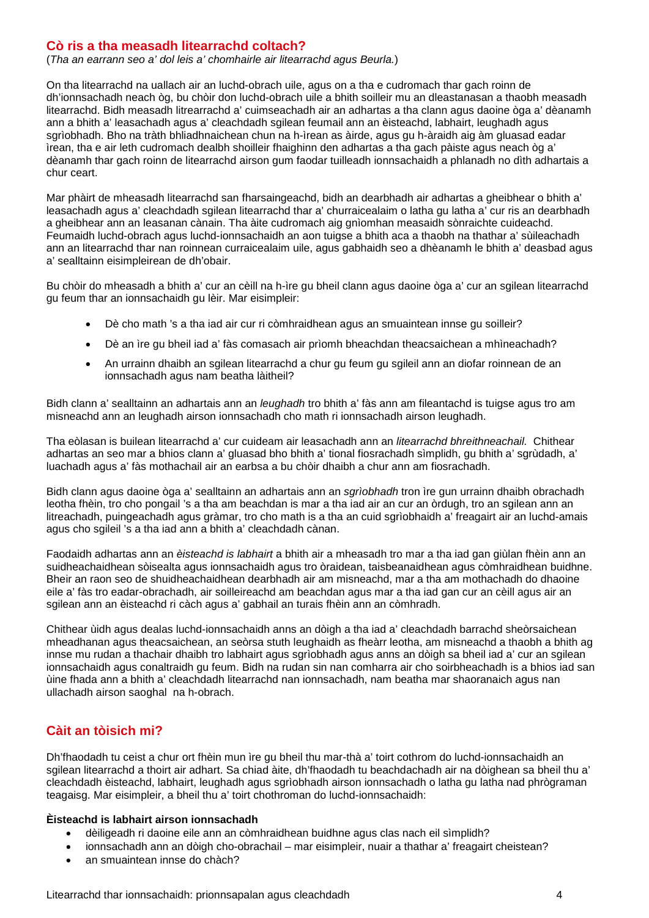## Cò ris a tha measadh litearrachd coltach?

(*Tha an earrann seo a' dol leis a' chomhairle air litearrachd agus Beurla.*)

On tha litearrachd na uallach air an luchd-obrach uile, agus on a tha e cudromach thar gach roinn de dh'ionnsachadh neach òg, bu chòir don luchd-obrach uile a bhith soilleir mu an dleastanasan a thaobh measadh litearrachd. Bidh measadh litrearrachd a' cuimseachadh air an adhartas a tha clann agus daoine òga a' dèanamh ann a bhith a' leasachadh agus a' cleachdadh sgilean feumail ann an èisteachd, labhairt, leughadh agus sgrìobhadh. Bho na tràth bhliadhnaichean chun na h-ìrean as àirde, agus gu h-àraidh aig àm gluasad eadar ìrean, tha e air leth cudromach dealbh shoilleir fhaighinn den adhartas a tha gach pàiste agus neach òg a' dèanamh thar gach roinn de litearrachd airson gum faodar tuilleadh ionnsachaidh a phlanadh no dìth adhartais a chur ceart.

Mar phàirt de mheasadh litearrachd san fharsaingeachd, bidh an dearbhadh air adhartas a gheibhear o bhith a' leasachadh agus a' cleachdadh sgilean litearrachd thar a' churraicealaim o latha gu latha a' cur ris an dearbhadh a gheibhear ann an leasanan cànain. Tha àite cudromach aig gnìomhan measaidh sònraichte cuideachd. Feumaidh luchd-obrach agus luchd-ionnsachaidh an aon tuigse a bhith aca a thaobh na thathar a' sùileachadh ann an litearrachd thar nan roinnean curraicealaim uile, agus gabhaidh seo a dhèanamh le bhith a' deasbad agus a' sealltainn eisimpleirean de dh'obair.

Bu chòir do mheasadh a bhith a' cur an cèill na h-ìre gu bheil clann agus daoine òga a' cur an sgilean litearrachd gu feum thar an ionnsachaidh gu lèir. Mar eisimpleir:

- Dè cho math 's a tha iad air cur ri còmhraidhean agus an smuaintean innse gu soilleir?
- Dè an ìre gu bheil iad a' fàs comasach air prìomh bheachdan theacsaichean a mhìneachadh?
- An urrainn dhaibh an sgilean litearrachd a chur gu feum gu sgileil ann an diofar roinnean de an ionnsachadh agus nam beatha làitheil?

Bidh clann a' sealltainn an adhartais ann an *leughadh* tro bhith a' fàs ann am fileantachd is tuigse agus tro am misneachd ann an leughadh airson ionnsachadh cho math ri ionnsachadh airson leughadh.

Tha eòlasan is builean litearrachd a' cur cuideam air leasachadh ann an *litearrachd bhreithneachail.* Chithear adhartas an seo mar a bhios clann a' gluasad bho bhith a' tional fiosrachadh sìmplidh, gu bhith a' sgrùdadh, a' luachadh agus a' fàs mothachail air an earbsa a bu chòir dhaibh a chur ann am fiosrachadh.

Bidh clann agus daoine òga a' sealltainn an adhartais ann an *sgrìobhadh* tron ìre gun urrainn dhaibh obrachadh leotha fhèin, tro cho pongail 's a tha am beachdan is mar a tha iad air an cur an òrdugh, tro an sgilean ann an litreachadh, puingeachadh agus gràmar, tro cho math is a tha an cuid sgrìobhaidh a' freagairt air an luchd-amais agus cho sgileil 's a tha iad ann a bhith a' cleachdadh cànan.

Faodaidh adhartas ann an *èisteachd is labhairt* a bhith air a mheasadh tro mar a tha iad gan giùlan fhèin ann an suidheachaidhean sòisealta agus ionnsachaidh agus tro òraidean, taisbeanaidhean agus còmhraidhean buidhne. Bheir an raon seo de shuidheachaidhean dearbhadh air am misneachd, mar a tha am mothachadh do dhaoine eile a' fàs tro eadar-obrachadh, air soilleireachd am beachdan agus mar a tha iad gan cur an cèill agus air an sgilean ann an èisteachd ri càch agus a' gabhail an turais fhèin ann an còmhradh.

Chithear ùidh agus dealas luchd-ionnsachaidh anns an dòigh a tha iad a' cleachdadh barrachd sheòrsaichean mheadhanan agus theacsaichean, an seòrsa stuth leughaidh as fheàrr leotha, am misneachd a thaobh a bhith ag innse mu rudan a thachair dhaibh tro labhairt agus sgrìobhadh agus anns an dòigh sa bheil iad a' cur an sgilean ionnsachaidh agus conaltraidh gu feum. Bidh na rudan sin nan comharra air cho soirbheachadh is a bhios iad san ùine fhada ann a bhith a' cleachdadh litearrachd nan ionnsachadh, nam beatha mar shaoranaich agus nan ullachadh airson saoghal na h-obrach.

## Càit an tòisich mi?

Dh'fhaodadh tu ceist a chur ort fhèin mun ìre gu bheil thu mar-thà a' toirt cothrom do luchd-ionnsachaidh an sgilean litearrachd a thoirt air adhart. Sa chiad àite, dh'fhaodadh tu beachdachadh air na dòighean sa bheil thu a' cleachdadh èisteachd, labhairt, leughadh agus sgrìobhadh airson ionnsachadh o latha gu latha nad phrògraman teagaisg. Mar eisimpleir, a bheil thu a' toirt chothroman do luchd-ionnsachaidh:

**Èisteachd is labhairt airson ionnsachadh**

- dèiligeadh ri daoine eile ann an còmhraidhean buidhne agus clas nach eil sìmplidh?
- ionnsachadh ann an dòigh cho-obrachail – mar eisimpleir, nuair a thathar a' freagairt cheistean?
- an smuaintean innse do chàch?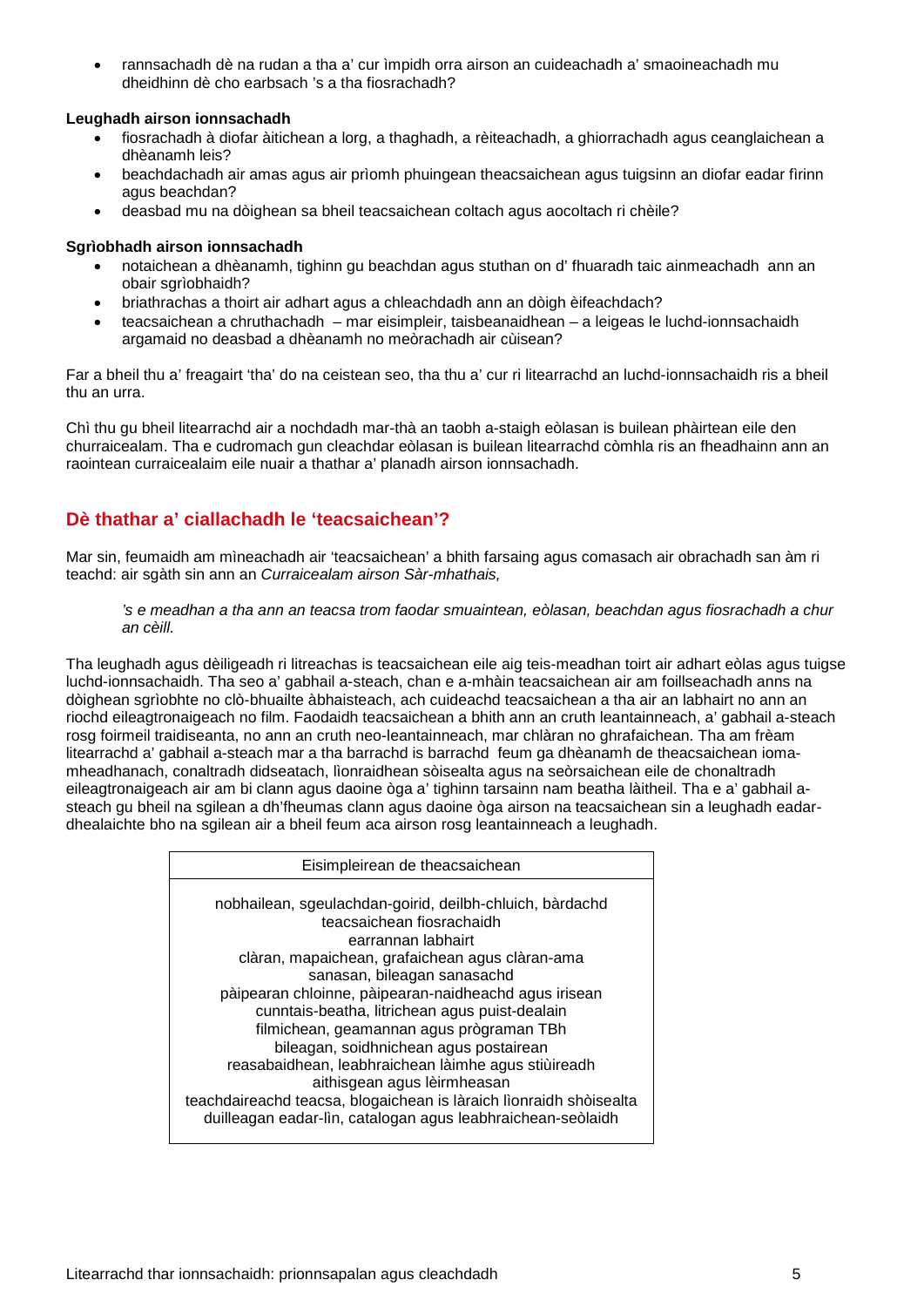- rannsachadh dè na rudan a tha a' cur ìmpidh orra airson an cuideachadh a' smaoineachadh mu dheidhinn dè cho earbsach 's a tha fiosrachadh?

**Leughadh airson ionnsachadh**

- fiosrachadh à diofar àitichean a lorg, a thaghadh, a rèiteachadh, a ghiorrachadh agus ceanglaichean a dhèanamh leis?
- beachdachadh air amas agus air prìomh phuingean theacsaichean agus tuigsinn an diofar eadar fìrinn agus beachdan?
- deasbad mu na dòighean sa bheil teacsaichean coltach agus aocoltach ri chèile?

**Sgrìobhadh airson ionnsachadh**

- notaichean a dhèanamh, tighinn gu beachdan agus stuthan on d' fhuaradh taic ainmeachadh ann an obair sgrìobhaidh?
- briathrachas a thoirt air adhart agus a chleachdadh ann an dòigh èifeachdach?
- teacsaichean a chruthachadh – mar eisimpleir, taisbeanaidhean – a leigeas le luchd-ionnsachaidh argamaid no deasbad a dhèanamh no meòrachadh air cùisean?

Far a bheil thu a' freagairt 'tha' do na ceistean seo, tha thu a' cur ri litearrachd an luchd-ionnsachaidh ris a bheil thu an urra.

Chì thu gu bheil litearrachd air a nochdadh mar-thà an taobh a-staigh eòlasan is builean phàirtean eile den churraicealam. Tha e cudromach gun cleachdar eòlasan is builean litearrachd còmhla ris an fheadhainn ann an raointean curraicealaim eile nuair a thathar a' planadh airson ionnsachadh.

## Dè thathar a' ciallachadh le 'teacsaichean'?

Mar sin, feumaidh am mìneachadh air 'teacsaichean' a bhith farsaing agus comasach air obrachadh san àm ri teachd: air sgàth sin ann an *Curraicealam airson Sàr-mhathais,*

> *'s e meadhan a tha ann an teacsa trom faodar smuaintean, eòlasan, beachdan agus fiosrachadh a chur an cèill.*

Tha leughadh agus dèiligeadh ri litreachas is teacsaichean eile aig teis-meadhan toirt air adhart eòlas agus tuigse luchd-ionnsachaidh. Tha seo a' gabhail a-steach, chan e a-mhàin teacsaichean air am foillseachadh anns na dòighean sgrìobhte no clò-bhuailte àbhaisteach, ach cuideachd teacsaichean a tha air an labhairt no ann an riochd eileagtronaigeach no film. Faodaidh teacsaichean a bhith ann an cruth leantainneach, a' gabhail a-steach rosg foirmeil traidiseanta, no ann an cruth neo-leantainneach, mar chlàran no ghrafaichean. Tha am frèam litearrachd a' gabhail a-steach mar a tha barrachd is barrachd feum ga dhèanamh de theacsaichean ioma-mheadhanach, conaltradh didseatach, lìonraidhean sòisealta agus na seòrsaichean eile de chonaltradh eileagtronaigeach air am bi clann agus daoine òga a' tighinn tarsainn nam beatha làitheil. Tha e a' gabhail a-steach gu bheil na sgilean a dh'fheumas clann agus daoine òga airson na teacsaichean sin a leughadh eadar-dhealaichte bho na sgilean air a bheil feum aca airson rosg leantainneach a leughadh.

| Eisimpleirean de theacsaichean |
|---|
| nobhailean, sgeulachdan-goirid, deilbh-chluich, bàrdachd<br>teacsaichean fiosrachaidh<br>earrannan labhairt<br>clàran, mapaichean, grafaichean agus clàran-ama<br>sanasan, bileagan sanasachd<br>pàipearan chloinne, pàipearan-naidheachd agus irisean<br>cunntais-beatha, litrichean agus puist-dealain<br>filmichean, geamannan agus prògraman TBh<br>bileagan, soidhnichean agus postairean<br>reasabaidhean, leabhraichean làimhe agus stiùireadh<br>aithisgean agus lèirmheasan<br>teachdaireachd teacsa, blogaichean is làraich lìonraidh shòisealta<br>duilleagan eadar-lìn, catalogan agus leabhraichean-seòlaidh |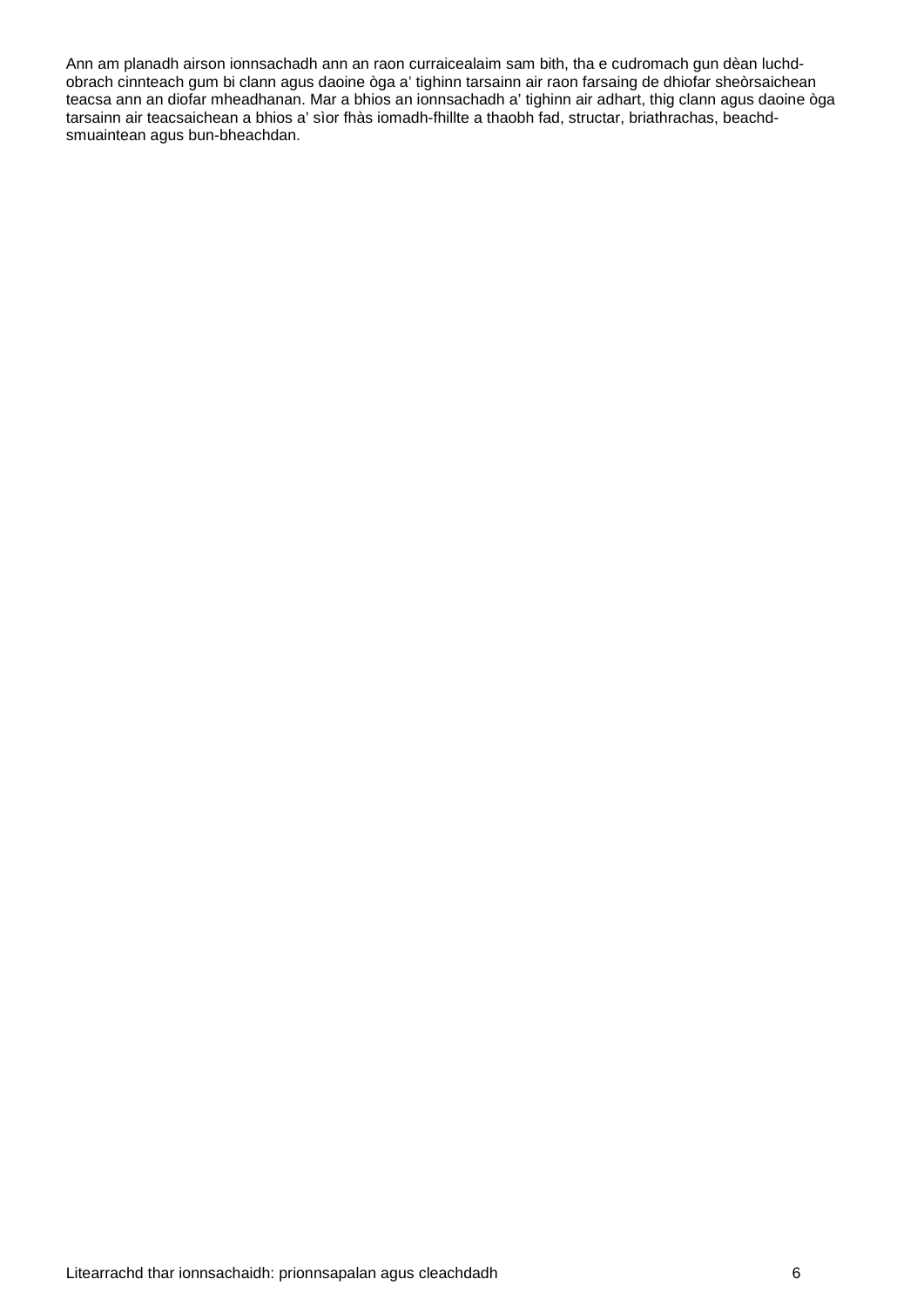Ann am planadh airson ionnsachadh ann an raon curraicealaim sam bith, tha e cudromach gun dèan luchd-obrach cinnteach gum bi clann agus daoine òga a' tighinn tarsainn air raon farsaing de dhiofar sheòrsaichean teacsa ann an diofar mheadhanan. Mar a bhios an ionnsachadh a' tighinn air adhart, thig clann agus daoine òga tarsainn air teacsaichean a bhios a' sìor fhàs iomadh-fhillte a thaobh fad, structar, briathrachas, beachd-smuaintean agus bun-bheachdan.